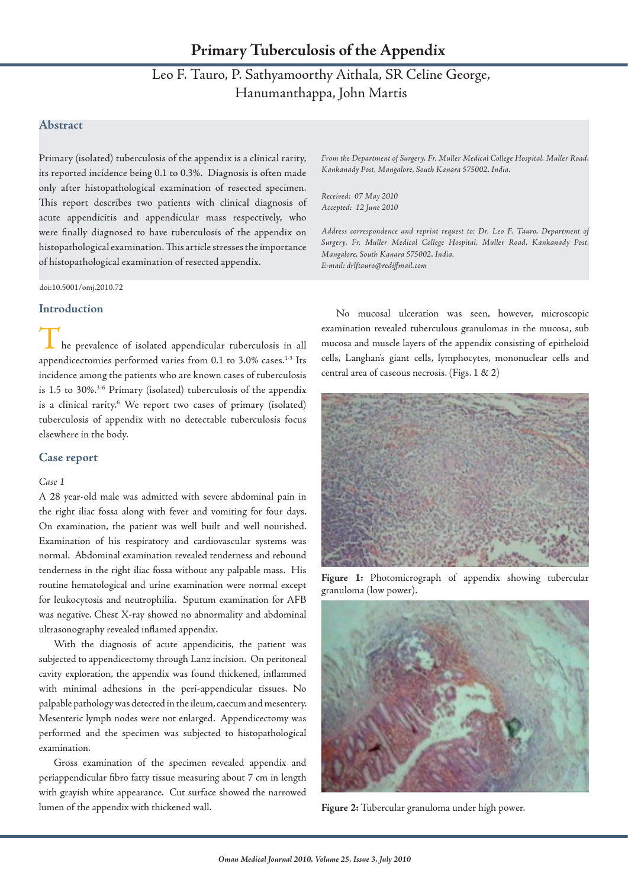# Primary Tuberculosis of the Appendix

Leo F. Tauro, P. Sathyamoorthy Aithala, SR Celine George, Hanumanthappa, John Martis

## Abstract

Primary (isolated) tuberculosis of the appendix is a clinical rarity, its reported incidence being 0.1 to 0.3%. Diagnosis is often made only after histopathological examination of resected specimen. This report describes two patients with clinical diagnosis of acute appendicitis and appendicular mass respectively, who were finally diagnosed to have tuberculosis of the appendix on histopathological examination. This article stresses the importance of histopathological examination of resected appendix.

*From the Department of Surgery, Fr. Muller Medical College Hospital, Muller Road, Kankanady Post, Mangalore, South Kanara 575002, India.*

*Received: 07 May 2010*
*Accepted: 12 June 2010*

*Address correspondence and reprint request to: Dr. Leo F. Tauro, Department of Surgery, Fr. Muller Medical College Hospital, Muller Road, Kankanady Post, Mangalore, South Kanara 575002, India.*
*E-mail: drlftauro@rediffmail.com*

doi:10.5001/omj.2010.72

## Introduction

The prevalence of isolated appendicular tuberculosis in all appendicectomies performed varies from 0.1 to 3.0% cases.[1-3] Its incidence among the patients who are known cases of tuberculosis is 1.5 to 30%.[3-6] Primary (isolated) tuberculosis of the appendix is a clinical rarity.[6] We report two cases of primary (isolated) tuberculosis of appendix with no detectable tuberculosis focus elsewhere in the body.

## Case report

*Case 1*

A 28 year-old male was admitted with severe abdominal pain in the right iliac fossa along with fever and vomiting for four days. On examination, the patient was well built and well nourished. Examination of his respiratory and cardiovascular systems was normal. Abdominal examination revealed tenderness and rebound tenderness in the right iliac fossa without any palpable mass. His routine hematological and urine examination were normal except for leukocytosis and neutrophilia. Sputum examination for AFB was negative. Chest X-ray showed no abnormality and abdominal ultrasonography revealed inflamed appendix.

With the diagnosis of acute appendicitis, the patient was subjected to appendicectomy through Lanz incision. On peritoneal cavity exploration, the appendix was found thickened, inflammed with minimal adhesions in the peri-appendicular tissues. No palpable pathology was detected in the ileum, caecum and mesentery. Mesenteric lymph nodes were not enlarged. Appendicectomy was performed and the specimen was subjected to histopathological examination.

Gross examination of the specimen revealed appendix and periappendicular fibro fatty tissue measuring about 7 cm in length with grayish white appearance. Cut surface showed the narrowed lumen of the appendix with thickened wall.

No mucosal ulceration was seen, however, microscopic examination revealed tuberculous granulomas in the mucosa, sub mucosa and muscle layers of the appendix consisting of epitheloid cells, Langhan's giant cells, lymphocytes, mononuclear cells and central area of caseous necrosis. (Figs. 1 & 2)

**Figure 1:** Photomicrograph of appendix showing tubercular granuloma (low power).

**Figure 2:** Tubercular granuloma under high power.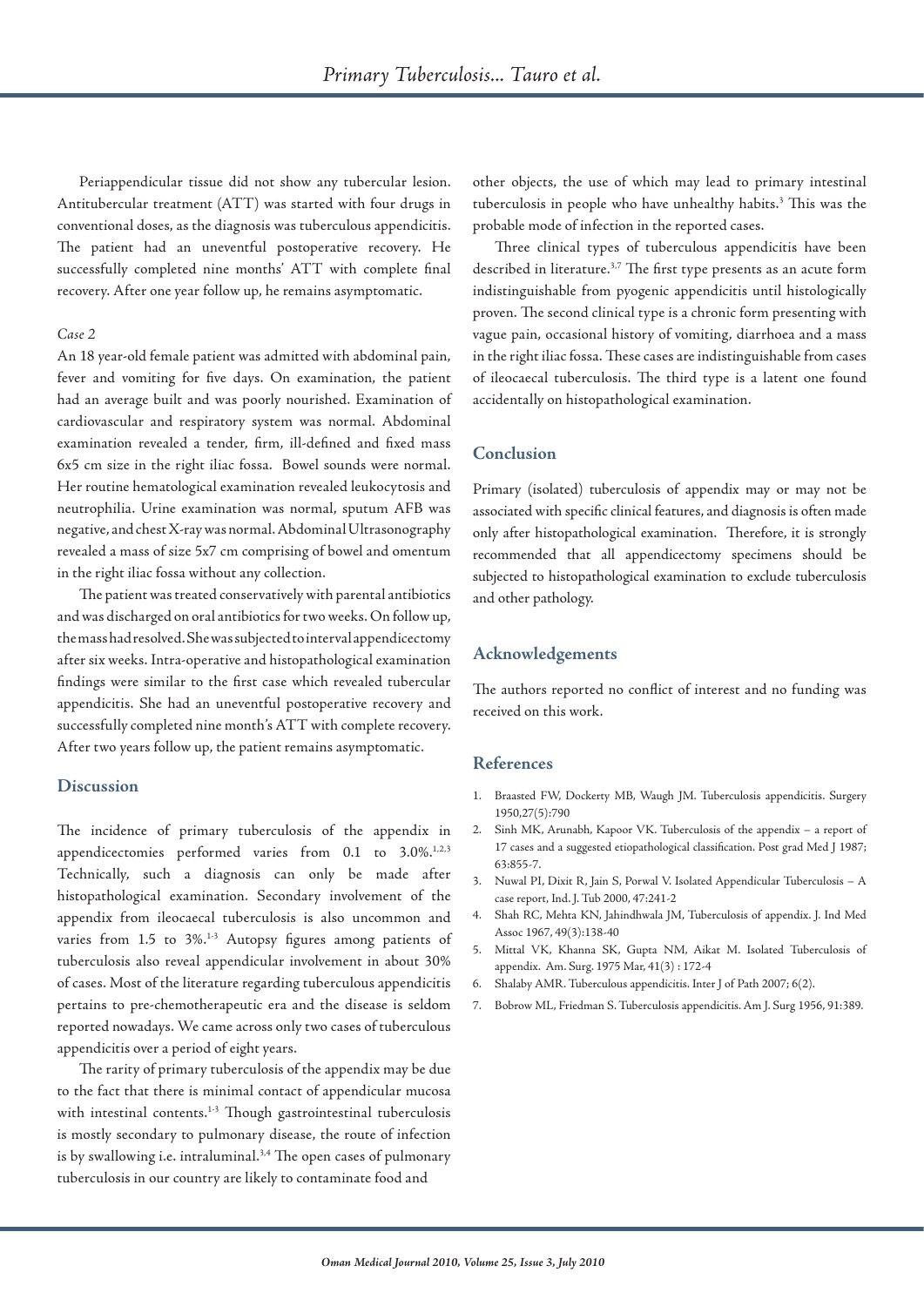Periappendicular tissue did not show any tubercular lesion. Antitubercular treatment (ATT) was started with four drugs in conventional doses, as the diagnosis was tuberculous appendicitis. The patient had an uneventful postoperative recovery. He successfully completed nine months' ATT with complete final recovery. After one year follow up, he remains asymptomatic.

*Case 2*

An 18 year-old female patient was admitted with abdominal pain, fever and vomiting for five days. On examination, the patient had an average built and was poorly nourished. Examination of cardiovascular and respiratory system was normal. Abdominal examination revealed a tender, firm, ill-defined and fixed mass 6x5 cm size in the right iliac fossa. Bowel sounds were normal. Her routine hematological examination revealed leukocytosis and neutrophilia. Urine examination was normal, sputum AFB was negative, and chest X-ray was normal. Abdominal Ultrasonography revealed a mass of size 5x7 cm comprising of bowel and omentum in the right iliac fossa without any collection.

The patient was treated conservatively with parental antibiotics and was discharged on oral antibiotics for two weeks. On follow up, the mass had resolved. She was subjected to interval appendicectomy after six weeks. Intra-operative and histopathological examination findings were similar to the first case which revealed tubercular appendicitis. She had an uneventful postoperative recovery and successfully completed nine month's ATT with complete recovery. After two years follow up, the patient remains asymptomatic.

## Discussion

The incidence of primary tuberculosis of the appendix in appendicectomies performed varies from 0.1 to 3.0%.[1,2,3] Technically, such a diagnosis can only be made after histopathological examination. Secondary involvement of the appendix from ileocaecal tuberculosis is also uncommon and varies from 1.5 to 3%.[1-3] Autopsy figures among patients of tuberculosis also reveal appendicular involvement in about 30% of cases. Most of the literature regarding tuberculous appendicitis pertains to pre-chemotherapeutic era and the disease is seldom reported nowadays. We came across only two cases of tuberculous appendicitis over a period of eight years.

The rarity of primary tuberculosis of the appendix may be due to the fact that there is minimal contact of appendicular mucosa with intestinal contents.[1-3] Though gastrointestinal tuberculosis is mostly secondary to pulmonary disease, the route of infection is by swallowing i.e. intraluminal.[3,4] The open cases of pulmonary tuberculosis in our country are likely to contaminate food and other objects, the use of which may lead to primary intestinal tuberculosis in people who have unhealthy habits.[3] This was the probable mode of infection in the reported cases.

Three clinical types of tuberculous appendicitis have been described in literature.[3,7] The first type presents as an acute form indistinguishable from pyogenic appendicitis until histologically proven. The second clinical type is a chronic form presenting with vague pain, occasional history of vomiting, diarrhoea and a mass in the right iliac fossa. These cases are indistinguishable from cases of ileocaecal tuberculosis. The third type is a latent one found accidentally on histopathological examination.

## Conclusion

Primary (isolated) tuberculosis of appendix may or may not be associated with specific clinical features, and diagnosis is often made only after histopathological examination. Therefore, it is strongly recommended that all appendicectomy specimens should be subjected to histopathological examination to exclude tuberculosis and other pathology.

## Acknowledgements

The authors reported no conflict of interest and no funding was received on this work.

## References

1. Braasted FW, Dockerty MB, Waugh JM. Tuberculosis appendicitis. Surgery 1950,27(5):790
2. Sinh MK, Arunabh, Kapoor VK. Tuberculosis of the appendix – a report of 17 cases and a suggested etiopathological classification. Post grad Med J 1987; 63:855-7.
3. Nuwal PI, Dixit R, Jain S, Porwal V. Isolated Appendicular Tuberculosis – A case report, Ind. J. Tub 2000, 47:241-2
4. Shah RC, Mehta KN, Jahindhwala JM, Tuberculosis of appendix. J. Ind Med Assoc 1967, 49(3):138-40
5. Mittal VK, Khanna SK, Gupta NM, Aikat M. Isolated Tuberculosis of appendix. Am. Surg. 1975 Mar, 41(3) : 172-4
6. Shalaby AMR. Tuberculous appendicitis. Inter J of Path 2007; 6(2).
7. Bobrow ML, Friedman S. Tuberculosis appendicitis. Am J. Surg 1956, 91:389.